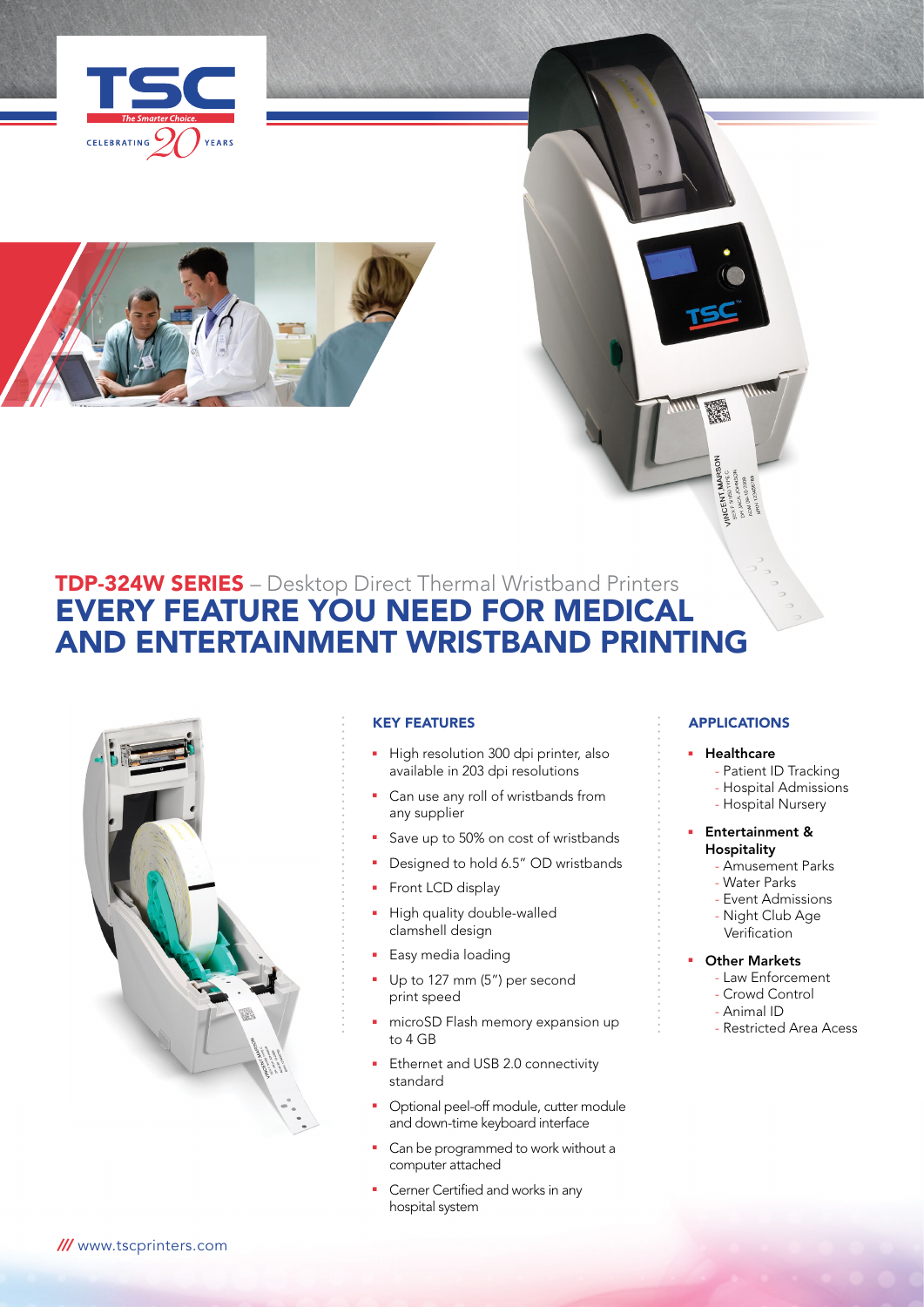# TDP-324W SERIES – Desktop Direct Thermal Wristband Printers

## EVERY FEATURE YOU NEED FOR MEDICAL AND ENTERTAINMENT WRISTBAND PRINTING

### KEY FEATURES

- High resolution 300 dpi printer, also available in 203 dpi resolutions
- Can use any roll of wristbands from any supplier
- Save up to 50% on cost of wristbands
- Designed to hold 6.5" OD wristbands
- Front LCD display
- High quality double-walled clamshell design
- Easy media loading
- Up to 127 mm (5") per second print speed
- microSD Flash memory expansion up to 4 GB
- Ethernet and USB 2.0 connectivity standard
- Optional peel-off module, cutter module and down-time keyboard interface
- Can be programmed to work without a computer attached
- Cerner Certified and works in any hospital system

### APPLICATIONS

- **Healthcare**
  - Patient ID Tracking
  - Hospital Admissions
  - Hospital Nursery
- **Entertainment & Hospitality**
  - Amusement Parks
  - Water Parks
  - Event Admissions
  - Night Club Age Verification
- **Other Markets**
  - Law Enforcement
  - Crowd Control
  - Animal ID
  - Restricted Area Acess

/// www.tscprinters.com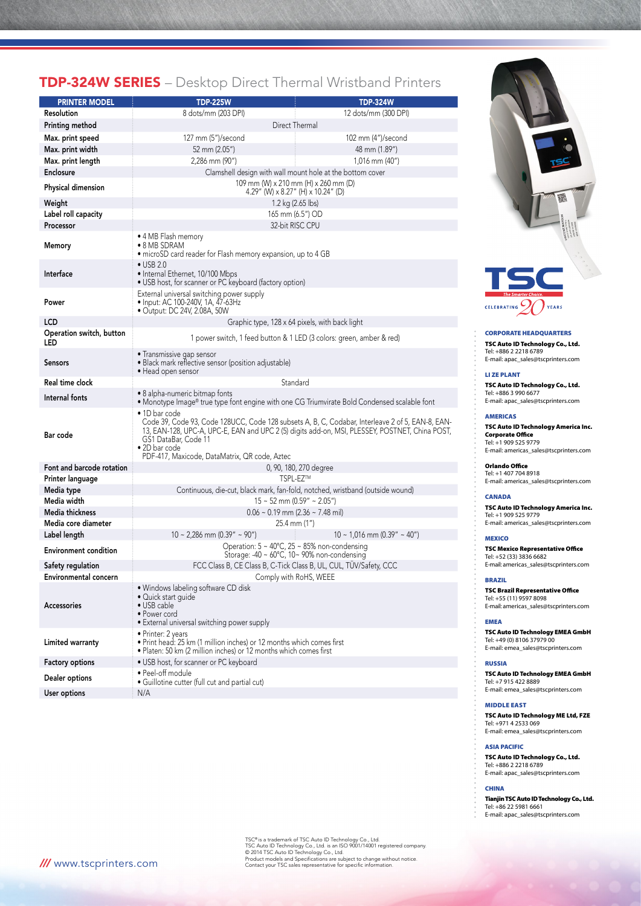# TDP-324W SERIES – Desktop Direct Thermal Wristband Printers

| PRINTER MODEL | TDP-225W | TDP-324W |
|---|---|---|
| Resolution | 8 dots/mm (203 DPI) | 12 dots/mm (300 DPI) |
| Printing method | Direct Thermal | |
| Max. print speed | 127 mm (5")/second | 102 mm (4")/second |
| Max. print width | 52 mm (2.05") | 48 mm (1.89") |
| Max. print length | 2,286 mm (90") | 1,016 mm (40") |
| Enclosure | Clamshell design with wall mount hole at the bottom cover | |
| Physical dimension | 109 mm (W) x 210 mm (H) x 260 mm (D) 4.29" (W) x 8.27" (H) x 10.24" (D) | |
| Weight | 1.2 kg (2.65 lbs) | |
| Label roll capacity | 165 mm (6.5") OD | |
| Processor | 32-bit RISC CPU | |
| Memory | • 4 MB Flash memory • 8 MB SDRAM • microSD card reader for Flash memory expansion, up to 4 GB | |
| Interface | • USB 2.0 • Internal Ethernet, 10/100 Mbps • USB host, for scanner or PC keyboard (factory option) | |
| Power | External universal switching power supply • Input: AC 100-240V, 1A, 47-63Hz • Output: DC 24V, 2.08A, 50W | |
| LCD | Graphic type, 128 x 64 pixels, with back light | |
| Operation switch, button LED | 1 power switch, 1 feed button & 1 LED (3 colors: green, amber & red) | |
| Sensors | • Transmissive gap sensor • Black mark reflective sensor (position adjustable) • Head open sensor | |
| Real time clock | Standard | |
| Internal fonts | • 8 alpha-numeric bitmap fonts • Monotype Image® true type font engine with one CG Triumvirate Bold Condensed scalable font | |
| Bar code | • 1D bar code Code 39, Code 93, Code 128UCC, Code 128 subsets A, B, C, Codabar, Interleave 2 of 5, EAN-8, EAN-13, EAN-128, UPC-A, UPC-E, EAN and UPC 2 (5) digits add-on, MSI, PLESSEY, POSTNET, China POST, GS1 DataBar, Code 11 • 2D bar code PDF-417, Maxicode, DataMatrix, QR code, Aztec | |
| Font and barcode rotation | 0, 90, 180, 270 degree | |
| Printer language | TSPL-EZ™ | |
| Media type | Continuous, die-cut, black mark, fan-fold, notched, wristband (outside wound) | |
| Media width | 15 ~ 52 mm (0.59" ~ 2.05") | |
| Media thickness | 0.06 ~ 0.19 mm (2.36 ~ 7.48 mil) | |
| Media core diameter | 25.4 mm (1") | |
| Label length | 10 ~ 2,286 mm (0.39" ~ 90") | 10 ~ 1,016 mm (0.39" ~ 40") |
| Environment condition | Operation: 5 ~ 40°C, 25 ~ 85% non-condensing Storage: -40 ~ 60°C, 10~ 90% non-condensing | |
| Safety regulation | FCC Class B, CE Class B, C-Tick Class B, UL, CUL, TÜV/Safety, CCC | |
| Environmental concern | Comply with RoHS, WEEE | |
| Accessories | • Windows labeling software CD disk • Quick start guide • USB cable • Power cord • External universal switching power supply | |
| Limited warranty | • Printer: 2 years • Print head: 25 km (1 million inches) or 12 months which comes first • Platen: 50 km (2 million inches) or 12 months which comes first | |
| Factory options | • USB host, for scanner or PC keyboard | |
| Dealer options | • Peel-off module • Guillotine cutter (full cut and partial cut) | |
| User options | N/A | |

TSC *The Smarter Choice.* CELEBRATING 20 YEARS

**CORPORATE HEADQUARTERS**
**TSC Auto ID Technology Co., Ltd.**
Tel: +886 2 2218 6789
E-mail: apac_sales@tscprinters.com

**LI ZE PLANT**
**TSC Auto ID Technology Co., Ltd.**
Tel: +886 3 990 6677
E-mail: apac_sales@tscprinters.com

**AMERICAS**
**TSC Auto ID Technology America Inc. Corporate Office**
Tel: +1 909 525 9779
E-mail: americas_sales@tscprinters.com

**Orlando Office**
Tel: +1 407 704 8918
E-mail: americas_sales@tscprinters.com

**CANADA**
**TSC Auto ID Technology America Inc.**
Tel: +1 909 525 9779
E-mail: americas_sales@tscprinters.com

**MEXICO**
**TSC Mexico Representative Office**
Tel: +52 (33) 3836 6682
E-mail: americas_sales@tscprinters.com

**BRAZIL**
**TSC Brazil Representative Office**
Tel: +55 (11) 9597 8098
E-mail: americas_sales@tscprinters.com

**EMEA**
**TSC Auto ID Technology EMEA GmbH**
Tel: +49 (0) 8106 37979 00
E-mail: emea_sales@tscprinters.com

**RUSSIA**
**TSC Auto ID Technology EMEA GmbH**
Tel: +7 915 422 8889
E-mail: emea_sales@tscprinters.com

**MIDDLE EAST**
**TSC Auto ID Technology ME Ltd, FZE**
Tel: +971 4 2533 069
E-mail: emea_sales@tscprinters.com

**ASIA PACIFIC**
**TSC Auto ID Technology Co., Ltd.**
Tel: +886 2 2218 6789
E-mail: apac_sales@tscprinters.com

**CHINA**
**Tianjin TSC Auto ID Technology Co., Ltd.**
Tel: +86 22 5981 6661
E-mail: apac_sales@tscprinters.com

/// www.tscprinters.com

TSC® is a trademark of TSC Auto ID Technology Co., Ltd.
TSC Auto ID Technology Co., Ltd. is an ISO 9001/14001 registered company.
© 2014 TSC Auto ID Technology Co., Ltd.
Product models and Specifications are subject to change without notice.
Contact your TSC sales representative for specific information.